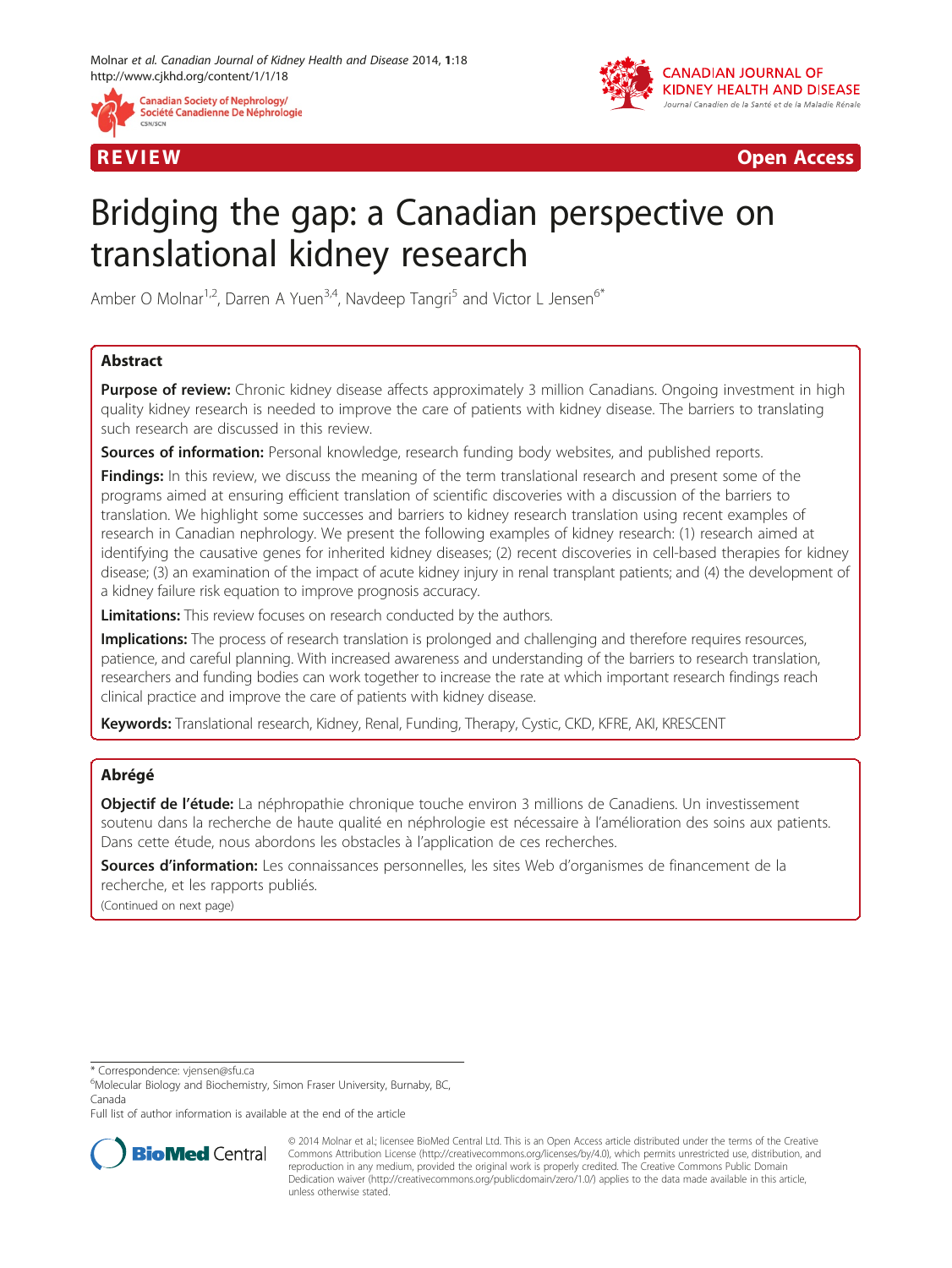REVIEW Open Access

# Bridging the gap: a Canadian perspective on translational kidney research

Amber O Molnar[1,2], Darren A Yuen[3,4], Navdeep Tangri[5] and Victor L Jensen[6*]

## Abstract

**Purpose of review:** Chronic kidney disease affects approximately 3 million Canadians. Ongoing investment in high quality kidney research is needed to improve the care of patients with kidney disease. The barriers to translating such research are discussed in this review.

**Sources of information:** Personal knowledge, research funding body websites, and published reports.

**Findings:** In this review, we discuss the meaning of the term translational research and present some of the programs aimed at ensuring efficient translation of scientific discoveries with a discussion of the barriers to translation. We highlight some successes and barriers to kidney research translation using recent examples of research in Canadian nephrology. We present the following examples of kidney research: (1) research aimed at identifying the causative genes for inherited kidney diseases; (2) recent discoveries in cell-based therapies for kidney disease; (3) an examination of the impact of acute kidney injury in renal transplant patients; and (4) the development of a kidney failure risk equation to improve prognosis accuracy.

**Limitations:** This review focuses on research conducted by the authors.

**Implications:** The process of research translation is prolonged and challenging and therefore requires resources, patience, and careful planning. With increased awareness and understanding of the barriers to research translation, researchers and funding bodies can work together to increase the rate at which important research findings reach clinical practice and improve the care of patients with kidney disease.

**Keywords:** Translational research, Kidney, Renal, Funding, Therapy, Cystic, CKD, KFRE, AKI, KRESCENT

## Abrégé

**Objectif de l'étude:** La néphropathie chronique touche environ 3 millions de Canadiens. Un investissement soutenu dans la recherche de haute qualité en néphrologie est nécessaire à l'amélioration des soins aux patients. Dans cette étude, nous abordons les obstacles à l'application de ces recherches.

**Sources d'information:** Les connaissances personnelles, les sites Web d'organismes de financement de la recherche, et les rapports publiés.

(Continued on next page)

---

\* Correspondence: vjensen@sfu.ca
[6]Molecular Biology and Biochemistry, Simon Fraser University, Burnaby, BC, Canada
Full list of author information is available at the end of the article

© 2014 Molnar et al.; licensee BioMed Central Ltd. This is an Open Access article distributed under the terms of the Creative Commons Attribution License (http://creativecommons.org/licenses/by/4.0), which permits unrestricted use, distribution, and reproduction in any medium, provided the original work is properly credited. The Creative Commons Public Domain Dedication waiver (http://creativecommons.org/publicdomain/zero/1.0/) applies to the data made available in this article, unless otherwise stated.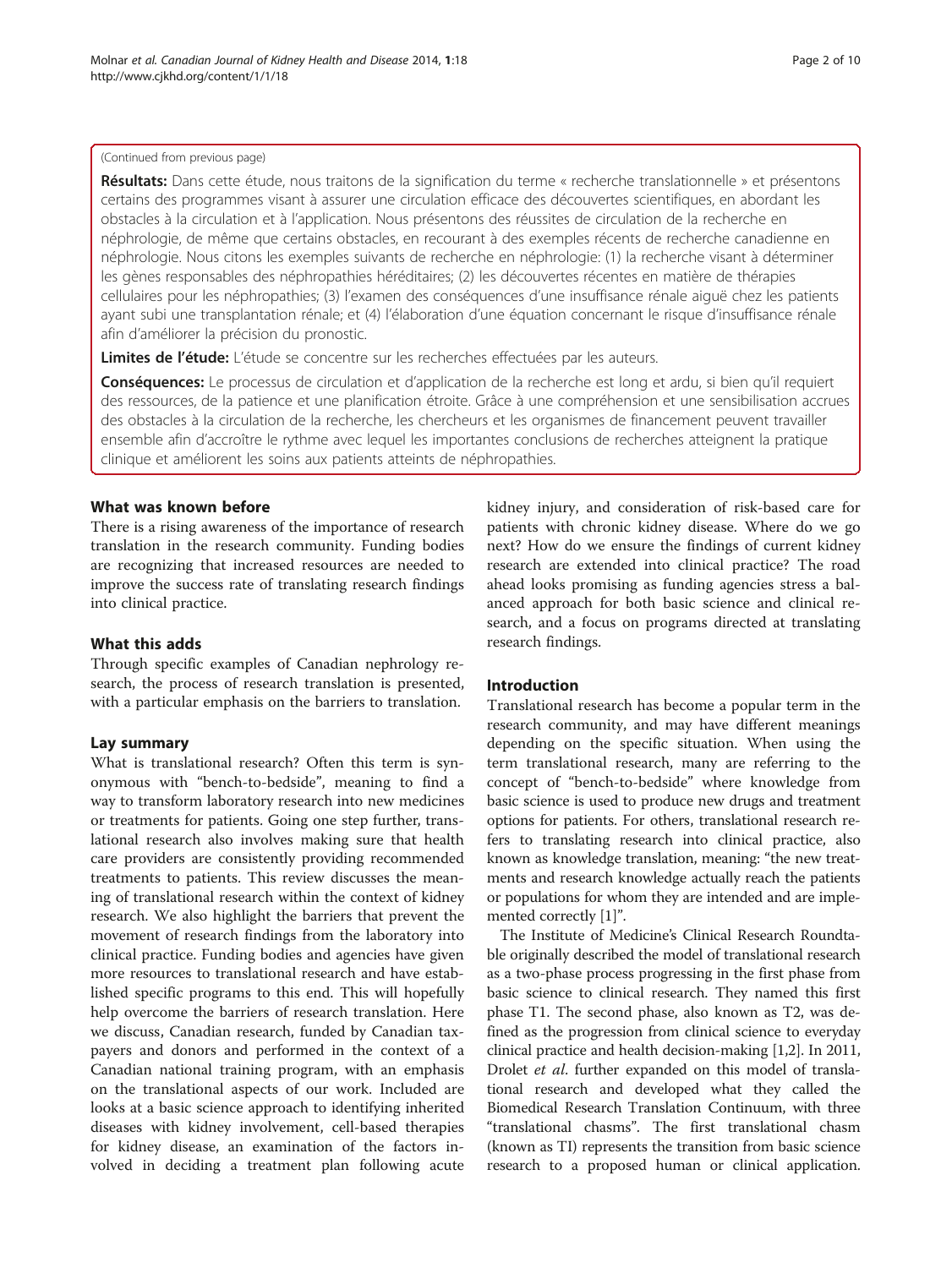(Continued from previous page)

**Résultats:** Dans cette étude, nous traitons de la signification du terme « recherche translationnelle » et présentons certains des programmes visant à assurer une circulation efficace des découvertes scientifiques, en abordant les obstacles à la circulation et à l'application. Nous présentons des réussites de circulation de la recherche en néphrologie, de même que certains obstacles, en recourant à des exemples récents de recherche canadienne en néphrologie. Nous citons les exemples suivants de recherche en néphrologie: (1) la recherche visant à déterminer les gènes responsables des néphropathies héréditaires; (2) les découvertes récentes en matière de thérapies cellulaires pour les néphropathies; (3) l'examen des conséquences d'une insuffisance rénale aiguë chez les patients ayant subi une transplantation rénale; et (4) l'élaboration d'une équation concernant le risque d'insuffisance rénale afin d'améliorer la précision du pronostic.

**Limites de l'étude:** L'étude se concentre sur les recherches effectuées par les auteurs.

**Conséquences:** Le processus de circulation et d'application de la recherche est long et ardu, si bien qu'il requiert des ressources, de la patience et une planification étroite. Grâce à une compréhension et une sensibilisation accrues des obstacles à la circulation de la recherche, les chercheurs et les organismes de financement peuvent travailler ensemble afin d'accroître le rythme avec lequel les importantes conclusions de recherches atteignent la pratique clinique et améliorent les soins aux patients atteints de néphropathies.

## What was known before

There is a rising awareness of the importance of research translation in the research community. Funding bodies are recognizing that increased resources are needed to improve the success rate of translating research findings into clinical practice.

## What this adds

Through specific examples of Canadian nephrology research, the process of research translation is presented, with a particular emphasis on the barriers to translation.

## Lay summary

What is translational research? Often this term is synonymous with "bench-to-bedside", meaning to find a way to transform laboratory research into new medicines or treatments for patients. Going one step further, translational research also involves making sure that health care providers are consistently providing recommended treatments to patients. This review discusses the meaning of translational research within the context of kidney research. We also highlight the barriers that prevent the movement of research findings from the laboratory into clinical practice. Funding bodies and agencies have given more resources to translational research and have established specific programs to this end. This will hopefully help overcome the barriers of research translation. Here we discuss, Canadian research, funded by Canadian taxpayers and donors and performed in the context of a Canadian national training program, with an emphasis on the translational aspects of our work. Included are looks at a basic science approach to identifying inherited diseases with kidney involvement, cell-based therapies for kidney disease, an examination of the factors involved in deciding a treatment plan following acute kidney injury, and consideration of risk-based care for patients with chronic kidney disease. Where do we go next? How do we ensure the findings of current kidney research are extended into clinical practice? The road ahead looks promising as funding agencies stress a balanced approach for both basic science and clinical research, and a focus on programs directed at translating research findings.

## Introduction

Translational research has become a popular term in the research community, and may have different meanings depending on the specific situation. When using the term translational research, many are referring to the concept of "bench-to-bedside" where knowledge from basic science is used to produce new drugs and treatment options for patients. For others, translational research refers to translating research into clinical practice, also known as knowledge translation, meaning: "the new treatments and research knowledge actually reach the patients or populations for whom they are intended and are implemented correctly [1]".

The Institute of Medicine's Clinical Research Roundtable originally described the model of translational research as a two-phase process progressing in the first phase from basic science to clinical research. They named this first phase T1. The second phase, also known as T2, was defined as the progression from clinical science to everyday clinical practice and health decision-making [1,2]. In 2011, Drolet *et al.* further expanded on this model of translational research and developed what they called the Biomedical Research Translation Continuum, with three "translational chasms". The first translational chasm (known as TI) represents the transition from basic science research to a proposed human or clinical application.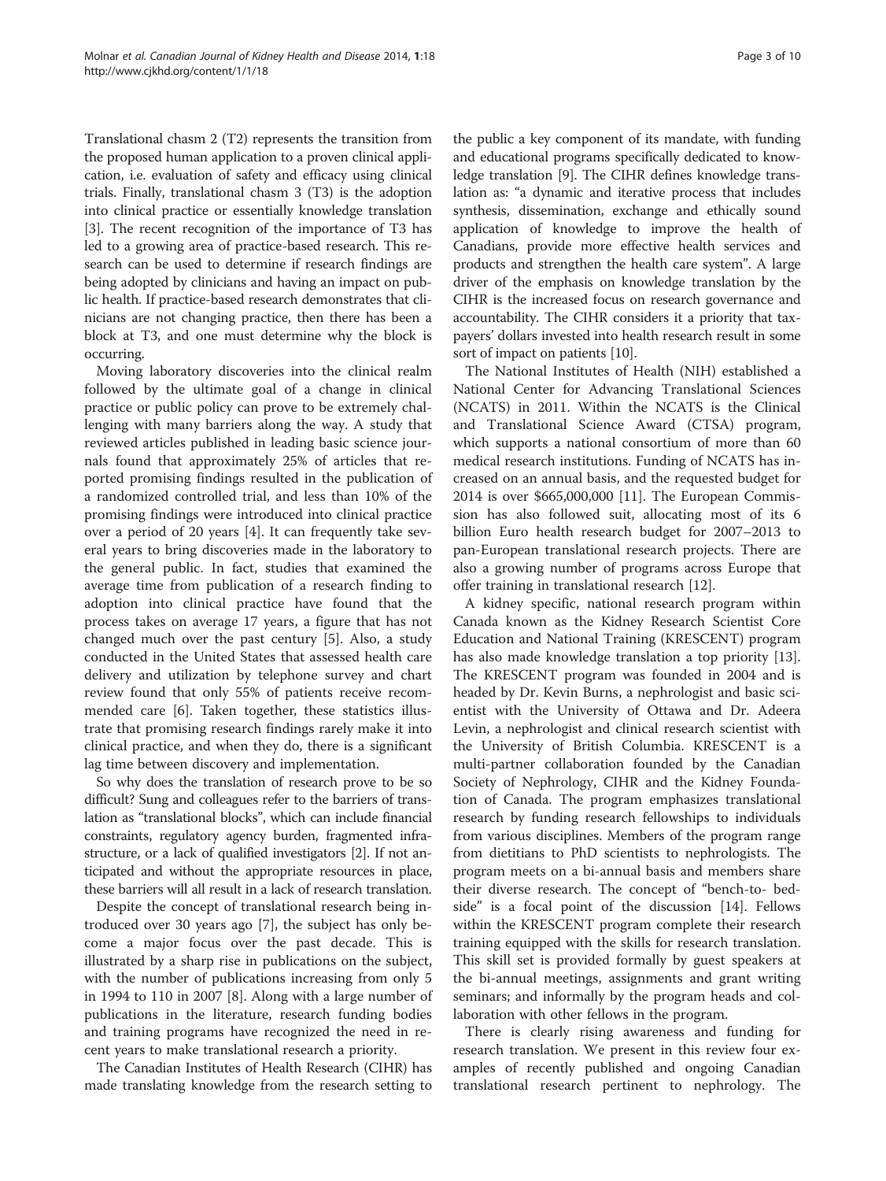Translational chasm 2 (T2) represents the transition from the proposed human application to a proven clinical application, i.e. evaluation of safety and efficacy using clinical trials. Finally, translational chasm 3 (T3) is the adoption into clinical practice or essentially knowledge translation [3]. The recent recognition of the importance of T3 has led to a growing area of practice-based research. This research can be used to determine if research findings are being adopted by clinicians and having an impact on public health. If practice-based research demonstrates that clinicians are not changing practice, then there has been a block at T3, and one must determine why the block is occurring.

Moving laboratory discoveries into the clinical realm followed by the ultimate goal of a change in clinical practice or public policy can prove to be extremely challenging with many barriers along the way. A study that reviewed articles published in leading basic science journals found that approximately 25% of articles that reported promising findings resulted in the publication of a randomized controlled trial, and less than 10% of the promising findings were introduced into clinical practice over a period of 20 years [4]. It can frequently take several years to bring discoveries made in the laboratory to the general public. In fact, studies that examined the average time from publication of a research finding to adoption into clinical practice have found that the process takes on average 17 years, a figure that has not changed much over the past century [5]. Also, a study conducted in the United States that assessed health care delivery and utilization by telephone survey and chart review found that only 55% of patients receive recommended care [6]. Taken together, these statistics illustrate that promising research findings rarely make it into clinical practice, and when they do, there is a significant lag time between discovery and implementation.

So why does the translation of research prove to be so difficult? Sung and colleagues refer to the barriers of translation as "translational blocks", which can include financial constraints, regulatory agency burden, fragmented infrastructure, or a lack of qualified investigators [2]. If not anticipated and without the appropriate resources in place, these barriers will all result in a lack of research translation.

Despite the concept of translational research being introduced over 30 years ago [7], the subject has only become a major focus over the past decade. This is illustrated by a sharp rise in publications on the subject, with the number of publications increasing from only 5 in 1994 to 110 in 2007 [8]. Along with a large number of publications in the literature, research funding bodies and training programs have recognized the need in recent years to make translational research a priority.

The Canadian Institutes of Health Research (CIHR) has made translating knowledge from the research setting to the public a key component of its mandate, with funding and educational programs specifically dedicated to knowledge translation [9]. The CIHR defines knowledge translation as: "a dynamic and iterative process that includes synthesis, dissemination, exchange and ethically sound application of knowledge to improve the health of Canadians, provide more effective health services and products and strengthen the health care system". A large driver of the emphasis on knowledge translation by the CIHR is the increased focus on research governance and accountability. The CIHR considers it a priority that taxpayers' dollars invested into health research result in some sort of impact on patients [10].

The National Institutes of Health (NIH) established a National Center for Advancing Translational Sciences (NCATS) in 2011. Within the NCATS is the Clinical and Translational Science Award (CTSA) program, which supports a national consortium of more than 60 medical research institutions. Funding of NCATS has increased on an annual basis, and the requested budget for 2014 is over $665,000,000 [11]. The European Commission has also followed suit, allocating most of its 6 billion Euro health research budget for 2007–2013 to pan-European translational research projects. There are also a growing number of programs across Europe that offer training in translational research [12].

A kidney specific, national research program within Canada known as the Kidney Research Scientist Core Education and National Training (KRESCENT) program has also made knowledge translation a top priority [13]. The KRESCENT program was founded in 2004 and is headed by Dr. Kevin Burns, a nephrologist and basic scientist with the University of Ottawa and Dr. Adeera Levin, a nephrologist and clinical research scientist with the University of British Columbia. KRESCENT is a multi-partner collaboration founded by the Canadian Society of Nephrology, CIHR and the Kidney Foundation of Canada. The program emphasizes translational research by funding research fellowships to individuals from various disciplines. Members of the program range from dietitians to PhD scientists to nephrologists. The program meets on a bi-annual basis and members share their diverse research. The concept of "bench-to- bedside" is a focal point of the discussion [14]. Fellows within the KRESCENT program complete their research training equipped with the skills for research translation. This skill set is provided formally by guest speakers at the bi-annual meetings, assignments and grant writing seminars; and informally by the program heads and collaboration with other fellows in the program.

There is clearly rising awareness and funding for research translation. We present in this review four examples of recently published and ongoing Canadian translational research pertinent to nephrology. The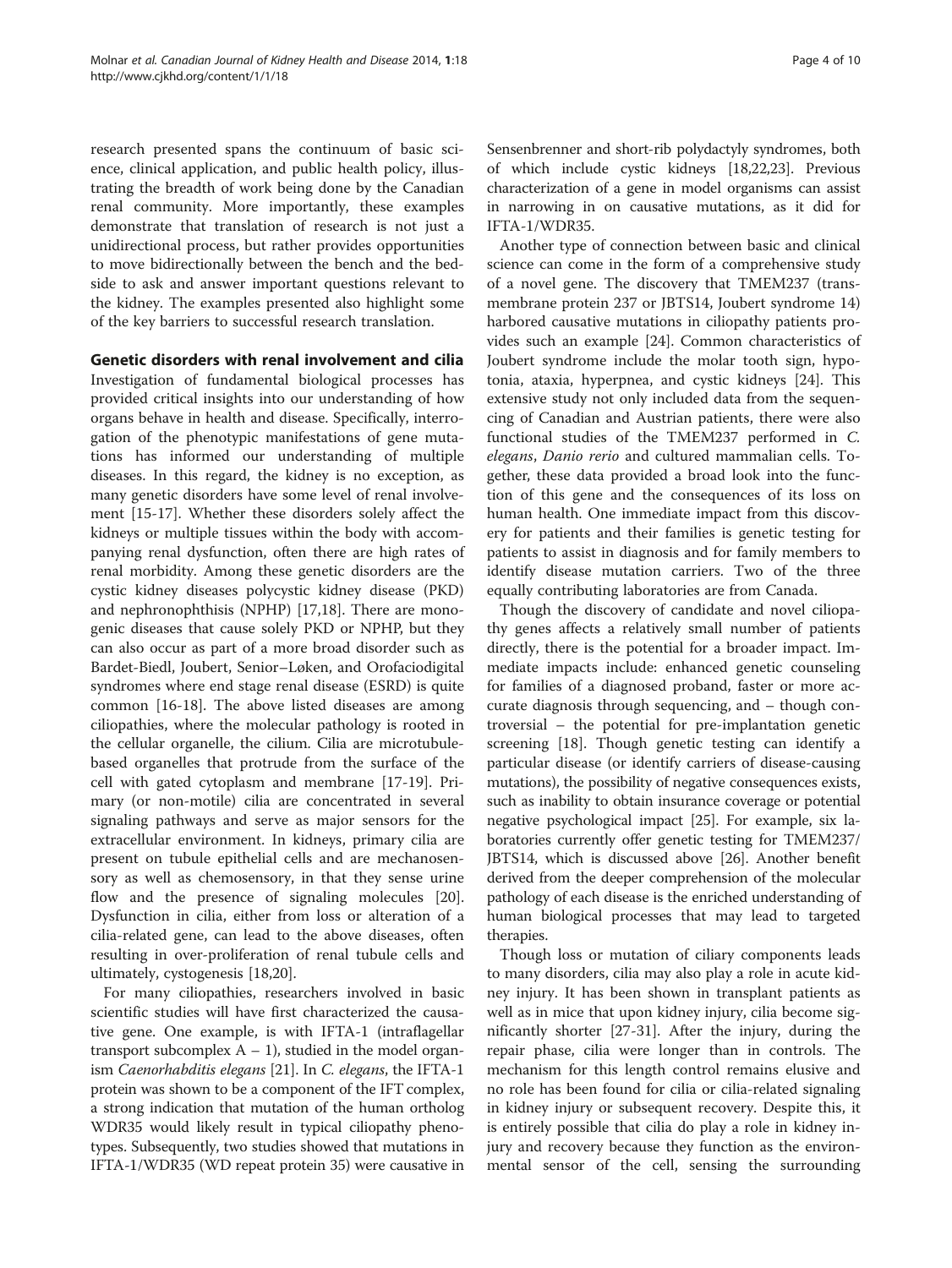research presented spans the continuum of basic science, clinical application, and public health policy, illustrating the breadth of work being done by the Canadian renal community. More importantly, these examples demonstrate that translation of research is not just a unidirectional process, but rather provides opportunities to move bidirectionally between the bench and the bedside to ask and answer important questions relevant to the kidney. The examples presented also highlight some of the key barriers to successful research translation.

## Genetic disorders with renal involvement and cilia

Investigation of fundamental biological processes has provided critical insights into our understanding of how organs behave in health and disease. Specifically, interrogation of the phenotypic manifestations of gene mutations has informed our understanding of multiple diseases. In this regard, the kidney is no exception, as many genetic disorders have some level of renal involvement [15-17]. Whether these disorders solely affect the kidneys or multiple tissues within the body with accompanying renal dysfunction, often there are high rates of renal morbidity. Among these genetic disorders are the cystic kidney diseases polycystic kidney disease (PKD) and nephronophthisis (NPHP) [17,18]. There are monogenic diseases that cause solely PKD or NPHP, but they can also occur as part of a more broad disorder such as Bardet-Biedl, Joubert, Senior–Løken, and Orofaciodigital syndromes where end stage renal disease (ESRD) is quite common [16-18]. The above listed diseases are among ciliopathies, where the molecular pathology is rooted in the cellular organelle, the cilium. Cilia are microtubule-based organelles that protrude from the surface of the cell with gated cytoplasm and membrane [17-19]. Primary (or non-motile) cilia are concentrated in several signaling pathways and serve as major sensors for the extracellular environment. In kidneys, primary cilia are present on tubule epithelial cells and are mechanosensory as well as chemosensory, in that they sense urine flow and the presence of signaling molecules [20]. Dysfunction in cilia, either from loss or alteration of a cilia-related gene, can lead to the above diseases, often resulting in over-proliferation of renal tubule cells and ultimately, cystogenesis [18,20].

For many ciliopathies, researchers involved in basic scientific studies will have first characterized the causative gene. One example, is with IFTA-1 (intraflagellar transport subcomplex A – 1), studied in the model organism *Caenorhabditis elegans* [21]. In *C. elegans*, the IFTA-1 protein was shown to be a component of the IFT complex, a strong indication that mutation of the human ortholog WDR35 would likely result in typical ciliopathy phenotypes. Subsequently, two studies showed that mutations in IFTA-1/WDR35 (WD repeat protein 35) were causative in Sensenbrenner and short-rib polydactyly syndromes, both of which include cystic kidneys [18,22,23]. Previous characterization of a gene in model organisms can assist in narrowing in on causative mutations, as it did for IFTA-1/WDR35.

Another type of connection between basic and clinical science can come in the form of a comprehensive study of a novel gene. The discovery that TMEM237 (transmembrane protein 237 or JBTS14, Joubert syndrome 14) harbored causative mutations in ciliopathy patients provides such an example [24]. Common characteristics of Joubert syndrome include the molar tooth sign, hypotonia, ataxia, hyperpnea, and cystic kidneys [24]. This extensive study not only included data from the sequencing of Canadian and Austrian patients, there were also functional studies of the TMEM237 performed in *C. elegans*, *Danio rerio* and cultured mammalian cells. Together, these data provided a broad look into the function of this gene and the consequences of its loss on human health. One immediate impact from this discovery for patients and their families is genetic testing for patients to assist in diagnosis and for family members to identify disease mutation carriers. Two of the three equally contributing laboratories are from Canada.

Though the discovery of candidate and novel ciliopathy genes affects a relatively small number of patients directly, there is the potential for a broader impact. Immediate impacts include: enhanced genetic counseling for families of a diagnosed proband, faster or more accurate diagnosis through sequencing, and – though controversial – the potential for pre-implantation genetic screening [18]. Though genetic testing can identify a particular disease (or identify carriers of disease-causing mutations), the possibility of negative consequences exists, such as inability to obtain insurance coverage or potential negative psychological impact [25]. For example, six laboratories currently offer genetic testing for TMEM237/JBTS14, which is discussed above [26]. Another benefit derived from the deeper comprehension of the molecular pathology of each disease is the enriched understanding of human biological processes that may lead to targeted therapies.

Though loss or mutation of ciliary components leads to many disorders, cilia may also play a role in acute kidney injury. It has been shown in transplant patients as well as in mice that upon kidney injury, cilia become significantly shorter [27-31]. After the injury, during the repair phase, cilia were longer than in controls. The mechanism for this length control remains elusive and no role has been found for cilia or cilia-related signaling in kidney injury or subsequent recovery. Despite this, it is entirely possible that cilia do play a role in kidney injury and recovery because they function as the environmental sensor of the cell, sensing the surrounding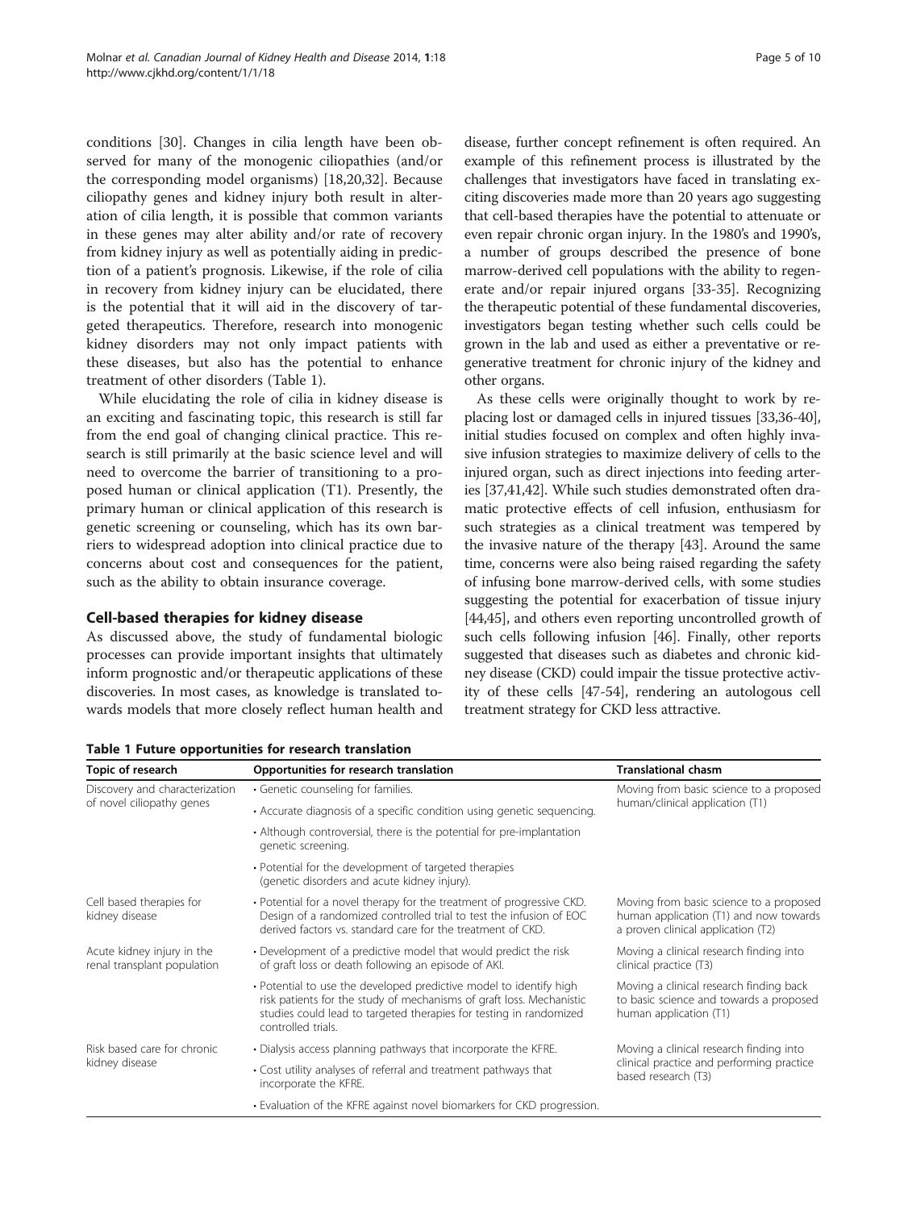conditions [30]. Changes in cilia length have been observed for many of the monogenic ciliopathies (and/or the corresponding model organisms) [18,20,32]. Because ciliopathy genes and kidney injury both result in alteration of cilia length, it is possible that common variants in these genes may alter ability and/or rate of recovery from kidney injury as well as potentially aiding in prediction of a patient's prognosis. Likewise, if the role of cilia in recovery from kidney injury can be elucidated, there is the potential that it will aid in the discovery of targeted therapeutics. Therefore, research into monogenic kidney disorders may not only impact patients with these diseases, but also has the potential to enhance treatment of other disorders (Table 1).

While elucidating the role of cilia in kidney disease is an exciting and fascinating topic, this research is still far from the end goal of changing clinical practice. This research is still primarily at the basic science level and will need to overcome the barrier of transitioning to a proposed human or clinical application (T1). Presently, the primary human or clinical application of this research is genetic screening or counseling, which has its own barriers to widespread adoption into clinical practice due to concerns about cost and consequences for the patient, such as the ability to obtain insurance coverage.

## Cell-based therapies for kidney disease

As discussed above, the study of fundamental biologic processes can provide important insights that ultimately inform prognostic and/or therapeutic applications of these discoveries. In most cases, as knowledge is translated towards models that more closely reflect human health and disease, further concept refinement is often required. An example of this refinement process is illustrated by the challenges that investigators have faced in translating exciting discoveries made more than 20 years ago suggesting that cell-based therapies have the potential to attenuate or even repair chronic organ injury. In the 1980's and 1990's, a number of groups described the presence of bone marrow-derived cell populations with the ability to regenerate and/or repair injured organs [33-35]. Recognizing the therapeutic potential of these fundamental discoveries, investigators began testing whether such cells could be grown in the lab and used as either a preventative or regenerative treatment for chronic injury of the kidney and other organs.

As these cells were originally thought to work by replacing lost or damaged cells in injured tissues [33,36-40], initial studies focused on complex and often highly invasive infusion strategies to maximize delivery of cells to the injured organ, such as direct injections into feeding arteries [37,41,42]. While such studies demonstrated often dramatic protective effects of cell infusion, enthusiasm for such strategies as a clinical treatment was tempered by the invasive nature of the therapy [43]. Around the same time, concerns were also being raised regarding the safety of infusing bone marrow-derived cells, with some studies suggesting the potential for exacerbation of tissue injury [44,45], and others even reporting uncontrolled growth of such cells following infusion [46]. Finally, other reports suggested that diseases such as diabetes and chronic kidney disease (CKD) could impair the tissue protective activity of these cells [47-54], rendering an autologous cell treatment strategy for CKD less attractive.

**Table 1 Future opportunities for research translation**

| Topic of research | Opportunities for research translation | Translational chasm |
|---|---|---|
| Discovery and characterization of novel ciliopathy genes | • Genetic counseling for families. | Moving from basic science to a proposed human/clinical application (T1) |
| | • Accurate diagnosis of a specific condition using genetic sequencing. | |
| | • Although controversial, there is the potential for pre-implantation genetic screening. | |
| | • Potential for the development of targeted therapies (genetic disorders and acute kidney injury). | |
| Cell based therapies for kidney disease | • Potential for a novel therapy for the treatment of progressive CKD. Design of a randomized controlled trial to test the infusion of EOC derived factors vs. standard care for the treatment of CKD. | Moving from basic science to a proposed human application (T1) and now towards a proven clinical application (T2) |
| Acute kidney injury in the renal transplant population | • Development of a predictive model that would predict the risk of graft loss or death following an episode of AKI. | Moving a clinical research finding into clinical practice (T3) |
| | • Potential to use the developed predictive model to identify high risk patients for the study of mechanisms of graft loss. Mechanistic studies could lead to targeted therapies for testing in randomized controlled trials. | Moving a clinical research finding back to basic science and towards a proposed human application (T1) |
| Risk based care for chronic kidney disease | • Dialysis access planning pathways that incorporate the KFRE. | Moving a clinical research finding into clinical practice and performing practice based research (T3) |
| | • Cost utility analyses of referral and treatment pathways that incorporate the KFRE. | |
| | • Evaluation of the KFRE against novel biomarkers for CKD progression. | |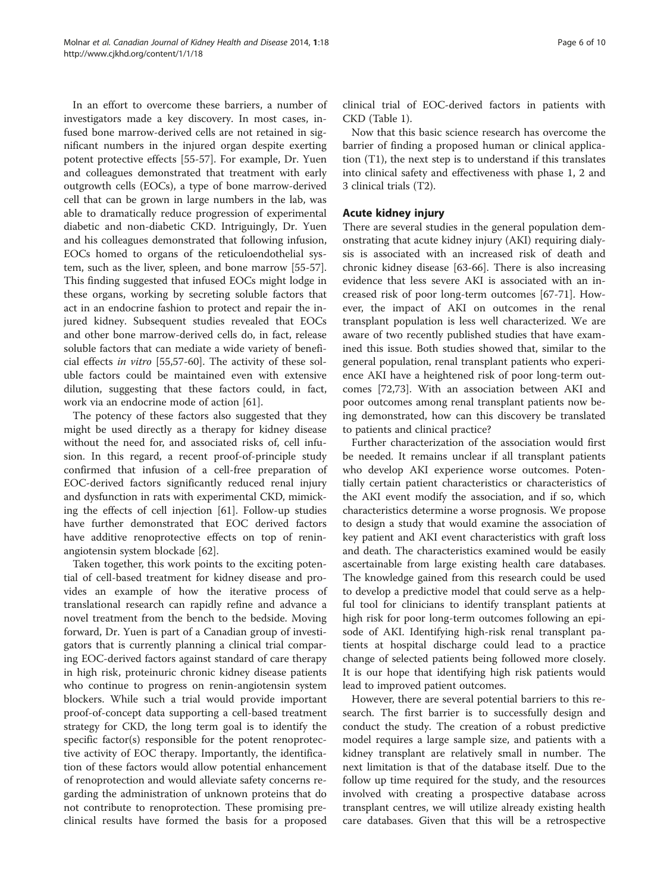In an effort to overcome these barriers, a number of investigators made a key discovery. In most cases, infused bone marrow-derived cells are not retained in significant numbers in the injured organ despite exerting potent protective effects [55-57]. For example, Dr. Yuen and colleagues demonstrated that treatment with early outgrowth cells (EOCs), a type of bone marrow-derived cell that can be grown in large numbers in the lab, was able to dramatically reduce progression of experimental diabetic and non-diabetic CKD. Intriguingly, Dr. Yuen and his colleagues demonstrated that following infusion, EOCs homed to organs of the reticuloendothelial system, such as the liver, spleen, and bone marrow [55-57]. This finding suggested that infused EOCs might lodge in these organs, working by secreting soluble factors that act in an endocrine fashion to protect and repair the injured kidney. Subsequent studies revealed that EOCs and other bone marrow-derived cells do, in fact, release soluble factors that can mediate a wide variety of beneficial effects *in vitro* [55,57-60]. The activity of these soluble factors could be maintained even with extensive dilution, suggesting that these factors could, in fact, work via an endocrine mode of action [61].

The potency of these factors also suggested that they might be used directly as a therapy for kidney disease without the need for, and associated risks of, cell infusion. In this regard, a recent proof-of-principle study confirmed that infusion of a cell-free preparation of EOC-derived factors significantly reduced renal injury and dysfunction in rats with experimental CKD, mimicking the effects of cell injection [61]. Follow-up studies have further demonstrated that EOC derived factors have additive renoprotective effects on top of renin-angiotensin system blockade [62].

Taken together, this work points to the exciting potential of cell-based treatment for kidney disease and provides an example of how the iterative process of translational research can rapidly refine and advance a novel treatment from the bench to the bedside. Moving forward, Dr. Yuen is part of a Canadian group of investigators that is currently planning a clinical trial comparing EOC-derived factors against standard of care therapy in high risk, proteinuric chronic kidney disease patients who continue to progress on renin-angiotensin system blockers. While such a trial would provide important proof-of-concept data supporting a cell-based treatment strategy for CKD, the long term goal is to identify the specific factor(s) responsible for the potent renoprotective activity of EOC therapy. Importantly, the identification of these factors would allow potential enhancement of renoprotection and would alleviate safety concerns regarding the administration of unknown proteins that do not contribute to renoprotection. These promising preclinical results have formed the basis for a proposed clinical trial of EOC-derived factors in patients with CKD (Table 1).

Now that this basic science research has overcome the barrier of finding a proposed human or clinical application (T1), the next step is to understand if this translates into clinical safety and effectiveness with phase 1, 2 and 3 clinical trials (T2).

## Acute kidney injury

There are several studies in the general population demonstrating that acute kidney injury (AKI) requiring dialysis is associated with an increased risk of death and chronic kidney disease [63-66]. There is also increasing evidence that less severe AKI is associated with an increased risk of poor long-term outcomes [67-71]. However, the impact of AKI on outcomes in the renal transplant population is less well characterized. We are aware of two recently published studies that have examined this issue. Both studies showed that, similar to the general population, renal transplant patients who experience AKI have a heightened risk of poor long-term outcomes [72,73]. With an association between AKI and poor outcomes among renal transplant patients now being demonstrated, how can this discovery be translated to patients and clinical practice?

Further characterization of the association would first be needed. It remains unclear if all transplant patients who develop AKI experience worse outcomes. Potentially certain patient characteristics or characteristics of the AKI event modify the association, and if so, which characteristics determine a worse prognosis. We propose to design a study that would examine the association of key patient and AKI event characteristics with graft loss and death. The characteristics examined would be easily ascertainable from large existing health care databases. The knowledge gained from this research could be used to develop a predictive model that could serve as a helpful tool for clinicians to identify transplant patients at high risk for poor long-term outcomes following an episode of AKI. Identifying high-risk renal transplant patients at hospital discharge could lead to a practice change of selected patients being followed more closely. It is our hope that identifying high risk patients would lead to improved patient outcomes.

However, there are several potential barriers to this research. The first barrier is to successfully design and conduct the study. The creation of a robust predictive model requires a large sample size, and patients with a kidney transplant are relatively small in number. The next limitation is that of the database itself. Due to the follow up time required for the study, and the resources involved with creating a prospective database across transplant centres, we will utilize already existing health care databases. Given that this will be a retrospective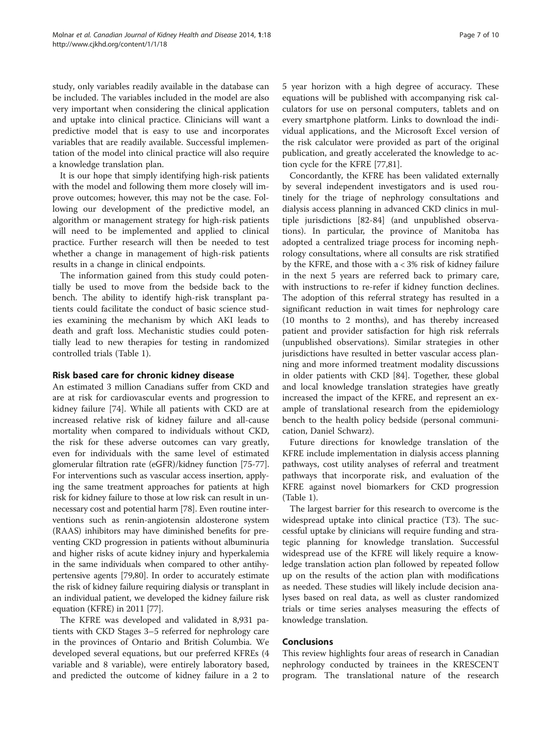study, only variables readily available in the database can be included. The variables included in the model are also very important when considering the clinical application and uptake into clinical practice. Clinicians will want a predictive model that is easy to use and incorporates variables that are readily available. Successful implementation of the model into clinical practice will also require a knowledge translation plan.

It is our hope that simply identifying high-risk patients with the model and following them more closely will improve outcomes; however, this may not be the case. Following our development of the predictive model, an algorithm or management strategy for high-risk patients will need to be implemented and applied to clinical practice. Further research will then be needed to test whether a change in management of high-risk patients results in a change in clinical endpoints.

The information gained from this study could potentially be used to move from the bedside back to the bench. The ability to identify high-risk transplant patients could facilitate the conduct of basic science studies examining the mechanism by which AKI leads to death and graft loss. Mechanistic studies could potentially lead to new therapies for testing in randomized controlled trials (Table 1).

## Risk based care for chronic kidney disease

An estimated 3 million Canadians suffer from CKD and are at risk for cardiovascular events and progression to kidney failure [74]. While all patients with CKD are at increased relative risk of kidney failure and all-cause mortality when compared to individuals without CKD, the risk for these adverse outcomes can vary greatly, even for individuals with the same level of estimated glomerular filtration rate (eGFR)/kidney function [75-77]. For interventions such as vascular access insertion, applying the same treatment approaches for patients at high risk for kidney failure to those at low risk can result in unnecessary cost and potential harm [78]. Even routine interventions such as renin-angiotensin aldosterone system (RAAS) inhibitors may have diminished benefits for preventing CKD progression in patients without albuminuria and higher risks of acute kidney injury and hyperkalemia in the same individuals when compared to other antihypertensive agents [79,80]. In order to accurately estimate the risk of kidney failure requiring dialysis or transplant in an individual patient, we developed the kidney failure risk equation (KFRE) in 2011 [77].

The KFRE was developed and validated in 8,931 patients with CKD Stages 3–5 referred for nephrology care in the provinces of Ontario and British Columbia. We developed several equations, but our preferred KFREs (4 variable and 8 variable), were entirely laboratory based, and predicted the outcome of kidney failure in a 2 to 5 year horizon with a high degree of accuracy. These equations will be published with accompanying risk calculators for use on personal computers, tablets and on every smartphone platform. Links to download the individual applications, and the Microsoft Excel version of the risk calculator were provided as part of the original publication, and greatly accelerated the knowledge to action cycle for the KFRE [77,81].

Concordantly, the KFRE has been validated externally by several independent investigators and is used routinely for the triage of nephrology consultations and dialysis access planning in advanced CKD clinics in multiple jurisdictions [82-84] (and unpublished observations). In particular, the province of Manitoba has adopted a centralized triage process for incoming nephrology consultations, where all consults are risk stratified by the KFRE, and those with a < 3% risk of kidney failure in the next 5 years are referred back to primary care, with instructions to re-refer if kidney function declines. The adoption of this referral strategy has resulted in a significant reduction in wait times for nephrology care (10 months to 2 months), and has thereby increased patient and provider satisfaction for high risk referrals (unpublished observations). Similar strategies in other jurisdictions have resulted in better vascular access planning and more informed treatment modality discussions in older patients with CKD [84]. Together, these global and local knowledge translation strategies have greatly increased the impact of the KFRE, and represent an example of translational research from the epidemiology bench to the health policy bedside (personal communication, Daniel Schwarz).

Future directions for knowledge translation of the KFRE include implementation in dialysis access planning pathways, cost utility analyses of referral and treatment pathways that incorporate risk, and evaluation of the KFRE against novel biomarkers for CKD progression (Table 1).

The largest barrier for this research to overcome is the widespread uptake into clinical practice (T3). The successful uptake by clinicians will require funding and strategic planning for knowledge translation. Successful widespread use of the KFRE will likely require a knowledge translation action plan followed by repeated follow up on the results of the action plan with modifications as needed. These studies will likely include decision analyses based on real data, as well as cluster randomized trials or time series analyses measuring the effects of knowledge translation.

## Conclusions

This review highlights four areas of research in Canadian nephrology conducted by trainees in the KRESCENT program. The translational nature of the research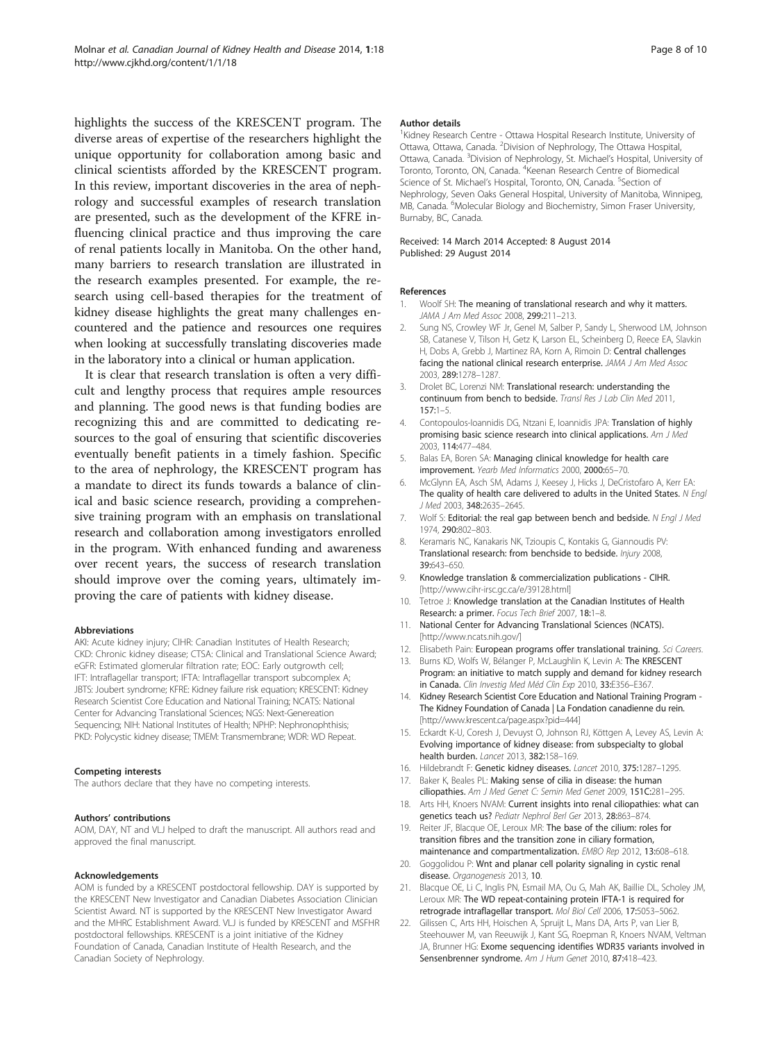highlights the success of the KRESCENT program. The diverse areas of expertise of the researchers highlight the unique opportunity for collaboration among basic and clinical scientists afforded by the KRESCENT program. In this review, important discoveries in the area of nephrology and successful examples of research translation are presented, such as the development of the KFRE influencing clinical practice and thus improving the care of renal patients locally in Manitoba. On the other hand, many barriers to research translation are illustrated in the research examples presented. For example, the research using cell-based therapies for the treatment of kidney disease highlights the great many challenges encountered and the patience and resources one requires when looking at successfully translating discoveries made in the laboratory into a clinical or human application.

It is clear that research translation is often a very difficult and lengthy process that requires ample resources and planning. The good news is that funding bodies are recognizing this and are committed to dedicating resources to the goal of ensuring that scientific discoveries eventually benefit patients in a timely fashion. Specific to the area of nephrology, the KRESCENT program has a mandate to direct its funds towards a balance of clinical and basic science research, providing a comprehensive training program with an emphasis on translational research and collaboration among investigators enrolled in the program. With enhanced funding and awareness over recent years, the success of research translation should improve over the coming years, ultimately improving the care of patients with kidney disease.

#### Abbreviations

AKI: Acute kidney injury; CIHR: Canadian Institutes of Health Research; CKD: Chronic kidney disease; CTSA: Clinical and Translational Science Award; eGFR: Estimated glomerular filtration rate; EOC: Early outgrowth cell; IFT: Intraflagellar transport; IFTA: Intraflagellar transport subcomplex A; JBTS: Joubert syndrome; KFRE: Kidney failure risk equation; KRESCENT: Kidney Research Scientist Core Education and National Training; NCATS: National Center for Advancing Translational Sciences; NGS: Next-Genereation Sequencing; NIH: National Institutes of Health; NPHP: Nephronophthisis; PKD: Polycystic kidney disease; TMEM: Transmembrane; WDR: WD Repeat.

#### Competing interests

The authors declare that they have no competing interests.

#### Authors' contributions

AOM, DAY, NT and VLJ helped to draft the manuscript. All authors read and approved the final manuscript.

#### Acknowledgements

AOM is funded by a KRESCENT postdoctoral fellowship. DAY is supported by the KRESCENT New Investigator and Canadian Diabetes Association Clinician Scientist Award. NT is supported by the KRESCENT New Investigator Award and the MHRC Establishment Award. VLJ is funded by KRESCENT and MSFHR postdoctoral fellowships. KRESCENT is a joint initiative of the Kidney Foundation of Canada, Canadian Institute of Health Research, and the Canadian Society of Nephrology.

#### Author details

[1]Kidney Research Centre - Ottawa Hospital Research Institute, University of Ottawa, Ottawa, Canada. [2]Division of Nephrology, The Ottawa Hospital, Ottawa, Canada. [3]Division of Nephrology, St. Michael's Hospital, University of Toronto, Toronto, ON, Canada. [4]Keenan Research Centre of Biomedical Science of St. Michael's Hospital, Toronto, ON, Canada. [5]Section of Nephrology, Seven Oaks General Hospital, University of Manitoba, Winnipeg, MB, Canada. [6]Molecular Biology and Biochemistry, Simon Fraser University, Burnaby, BC, Canada.

Received: 14 March 2014 Accepted: 8 August 2014
Published: 29 August 2014

#### References

1. Woolf SH: **The meaning of translational research and why it matters.** *JAMA J Am Med Assoc* 2008, **299:**211–213.
2. Sung NS, Crowley WF Jr, Genel M, Salber P, Sandy L, Sherwood LM, Johnson SB, Catanese V, Tilson H, Getz K, Larson EL, Scheinberg D, Reece EA, Slavkin H, Dobs A, Grebb J, Martinez RA, Korn A, Rimoin D: **Central challenges facing the national clinical research enterprise.** *JAMA J Am Med Assoc* 2003, **289:**1278–1287.
3. Drolet BC, Lorenzi NM: **Translational research: understanding the continuum from bench to bedside.** *Transl Res J Lab Clin Med* 2011, **157:**1–5.
4. Contopoulos-Ioannidis DG, Ntzani E, Ioannidis JPA: **Translation of highly promising basic science research into clinical applications.** *Am J Med* 2003, **114:**477–484.
5. Balas EA, Boren SA: **Managing clinical knowledge for health care improvement.** *Yearb Med Informatics* 2000, **2000:**65–70.
6. McGlynn EA, Asch SM, Adams J, Keesey J, Hicks J, DeCristofaro A, Kerr EA: **The quality of health care delivered to adults in the United States.** *N Engl J Med* 2003, **348:**2635–2645.
7. Wolf S: **Editorial: the real gap between bench and bedside.** *N Engl J Med* 1974, **290:**802–803.
8. Keramaris NC, Kanakaris NK, Tzioupis C, Kontakis G, Giannoudis PV: **Translational research: from benchside to bedside.** *Injury* 2008, **39:**643–650.
9. **Knowledge translation & commercialization publications - CIHR.** [http://www.cihr-irsc.gc.ca/e/39128.html]
10. Tetroe J: **Knowledge translation at the Canadian Institutes of Health Research: a primer.** *Focus Tech Brief* 2007, **18:**1–8.
11. **National Center for Advancing Translational Sciences (NCATS).** [http://www.ncats.nih.gov/]
12. Elisabeth Pain: **European programs offer translational training.** *Sci Careers.*
13. Burns KD, Wolfs W, Bélanger P, McLaughlin K, Levin A: **The KRESCENT Program: an initiative to match supply and demand for kidney research in Canada.** *Clin Investig Med Méd Clin Exp* 2010, **33:**E356–E367.
14. **Kidney Research Scientist Core Education and National Training Program - The Kidney Foundation of Canada | La Fondation canadienne du rein.** [http://www.krescent.ca/page.aspx?pid=444]
15. Eckardt K-U, Coresh J, Devuyst O, Johnson RJ, Köttgen A, Levey AS, Levin A: **Evolving importance of kidney disease: from subspecialty to global health burden.** *Lancet* 2013, **382:**158–169.
16. Hildebrandt F: **Genetic kidney diseases.** *Lancet* 2010, **375:**1287–1295.
17. Baker K, Beales PL: **Making sense of cilia in disease: the human ciliopathies.** *Am J Med Genet C: Semin Med Genet* 2009, **151C:**281–295.
18. Arts HH, Knoers NVAM: **Current insights into renal ciliopathies: what can genetics teach us?** *Pediatr Nephrol Berl Ger* 2013, **28:**863–874.
19. Reiter JF, Blacque OE, Leroux MR: **The base of the cilium: roles for transition fibres and the transition zone in ciliary formation, maintenance and compartmentalization.** *EMBO Rep* 2012, **13:**608–618.
20. Goggolidou P: **Wnt and planar cell polarity signaling in cystic renal disease.** *Organogenesis* 2013, **10.**
21. Blacque OE, Li C, Inglis PN, Esmail MA, Ou G, Mah AK, Baillie DL, Scholey JM, Leroux MR: **The WD repeat-containing protein IFTA-1 is required for retrograde intraflagellar transport.** *Mol Biol Cell* 2006, **17:**5053–5062.
22. Gilissen C, Arts HH, Hoischen A, Spruijt L, Mans DA, Arts P, van Lier B, Steehouwer M, van Reeuwijk J, Kant SG, Roepman R, Knoers NVAM, Veltman JA, Brunner HG: **Exome sequencing identifies WDR35 variants involved in Sensenbrenner syndrome.** *Am J Hum Genet* 2010, **87:**418–423.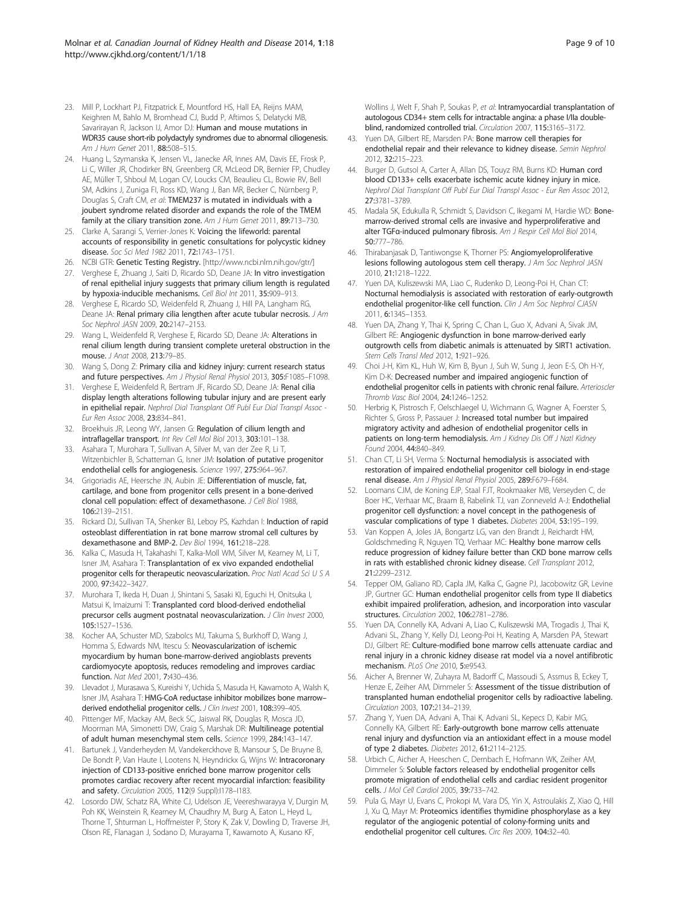23. Mill P, Lockhart PJ, Fitzpatrick E, Mountford HS, Hall EA, Reijns MAM, Keighren M, Bahlo M, Bromhead CJ, Budd P, Aftimos S, Delatycki MB, Savarirayan R, Jackson IJ, Amor DJ: **Human and mouse mutations in WDR35 cause short-rib polydactyly syndromes due to abnormal ciliogenesis.** *Am J Hum Genet* 2011, **88:**508–515.
24. Huang L, Szymanska K, Jensen VL, Janecke AR, Innes AM, Davis EE, Frosk P, Li C, Willer JR, Chodirker BN, Greenberg CR, McLeod DR, Bernier FP, Chudley AE, Müller T, Shboul M, Logan CV, Loucks CM, Beaulieu CL, Bowie RV, Bell SM, Adkins J, Zuniga FI, Ross KD, Wang J, Ban MR, Becker C, Nürnberg P, Douglas S, Craft CM, *et al*: **TMEM237 is mutated in individuals with a joubert syndrome related disorder and expands the role of the TMEM family at the ciliary transition zone.** *Am J Hum Genet* 2011, **89:**713–730.
25. Clarke A, Sarangi S, Verrier-Jones K: **Voicing the lifeworld: parental accounts of responsibility in genetic consultations for polycystic kidney disease.** *Soc Sci Med 1982* 2011, **72:**1743–1751.
26. NCBI GTR: **Genetic Testing Registry.** [http://www.ncbi.nlm.nih.gov/gtr/]
27. Verghese E, Zhuang J, Saiti D, Ricardo SD, Deane JA: **In vitro investigation of renal epithelial injury suggests that primary cilium length is regulated by hypoxia-inducible mechanisms.** *Cell Biol Int* 2011, **35:**909–913.
28. Verghese E, Ricardo SD, Weidenfeld R, Zhuang J, Hill PA, Langham RG, Deane JA: **Renal primary cilia lengthen after acute tubular necrosis.** *J Am Soc Nephrol JASN* 2009, **20:**2147–2153.
29. Wang L, Weidenfeld R, Verghese E, Ricardo SD, Deane JA: **Alterations in renal cilium length during transient complete ureteral obstruction in the mouse.** *J Anat* 2008, **213:**79–85.
30. Wang S, Dong Z: **Primary cilia and kidney injury: current research status and future perspectives.** *Am J Physiol Renal Physiol* 2013, **305:**F1085–F1098.
31. Verghese E, Weidenfeld R, Bertram JF, Ricardo SD, Deane JA: **Renal cilia display length alterations following tubular injury and are present early in epithelial repair.** *Nephrol Dial Transplant Off Publ Eur Dial Transpl Assoc - Eur Ren Assoc* 2008, **23:**834–841.
32. Broekhuis JR, Leong WY, Jansen G: **Regulation of cilium length and intraflagellar transport.** *Int Rev Cell Mol Biol* 2013, **303:**101–138.
33. Asahara T, Murohara T, Sullivan A, Silver M, van der Zee R, Li T, Witzenbichler B, Schatteman G, Isner JM: **Isolation of putative progenitor endothelial cells for angiogenesis.** *Science* 1997, **275:**964–967.
34. Grigoriadis AE, Heersche JN, Aubin JE: **Differentiation of muscle, fat, cartilage, and bone from progenitor cells present in a bone-derived clonal cell population: effect of dexamethasone.** *J Cell Biol* 1988, **106:**2139–2151.
35. Rickard DJ, Sullivan TA, Shenker BJ, Leboy PS, Kazhdan I: **Induction of rapid osteoblast differentiation in rat bone marrow stromal cell cultures by dexamethasone and BMP-2.** *Dev Biol* 1994, **161:**218–228.
36. Kalka C, Masuda H, Takahashi T, Kalka-Moll WM, Silver M, Kearney M, Li T, Isner JM, Asahara T: **Transplantation of ex vivo expanded endothelial progenitor cells for therapeutic neovascularization.** *Proc Natl Acad Sci U S A* 2000, **97:**3422–3427.
37. Murohara T, Ikeda H, Duan J, Shintani S, Sasaki KI, Eguchi H, Onitsuka I, Matsui K, Imaizumi T: **Transplanted cord blood-derived endothelial precursor cells augment postnatal neovascularization.** *J Clin Invest* 2000, **105:**1527–1536.
38. Kocher AA, Schuster MD, Szabolcs MJ, Takuma S, Burkhoff D, Wang J, Homma S, Edwards NM, Itescu S: **Neovascularization of ischemic myocardium by human bone-marrow-derived angioblasts prevents cardiomyocyte apoptosis, reduces remodeling and improves cardiac function.** *Nat Med* 2001, **7:**430–436.
39. Llevadot J, Murasawa S, Kureishi Y, Uchida S, Masuda H, Kawamoto A, Walsh K, Isner JM, Asahara T: **HMG-CoA reductase inhibitor mobilizes bone marrow–derived endothelial progenitor cells.** *J Clin Invest* 2001, **108:**399–405.
40. Pittenger MF, Mackay AM, Beck SC, Jaiswal RK, Douglas R, Mosca JD, Moorman MA, Simonetti DW, Craig S, Marshak DR: **Multilineage potential of adult human mesenchymal stem cells.** *Science* 1999, **284:**143–147.
41. Bartunek J, Vanderheyden M, Vandekerckhove B, Mansour S, De Bruyne B, De Bondt P, Van Haute I, Lootens N, Heyndrickx G, Wijns W: **Intracoronary injection of CD133-positive enriched bone marrow progenitor cells promotes cardiac recovery after recent myocardial infarction: feasibility and safety.** *Circulation* 2005, **112**(9 Suppl):I178–I183.
42. Losordo DW, Schatz RA, White CJ, Udelson JE, Veereshwarayya V, Durgin M, Poh KK, Weinstein R, Kearney M, Chaudhry M, Burg A, Eaton L, Heyd L, Thorne T, Shturman L, Hoffmeister P, Story K, Zak V, Dowling D, Traverse JH, Olson RE, Flanagan J, Sodano D, Murayama T, Kawamoto A, Kusano KF, Wollins J, Welt F, Shah P, Soukas P, *et al*: **Intramyocardial transplantation of autologous CD34+ stem cells for intractable angina: a phase I/IIa double-blind, randomized controlled trial.** *Circulation* 2007, **115:**3165–3172.
43. Yuen DA, Gilbert RE, Marsden PA: **Bone marrow cell therapies for endothelial repair and their relevance to kidney disease.** *Semin Nephrol* 2012, **32:**215–223.
44. Burger D, Gutsol A, Carter A, Allan DS, Touyz RM, Burns KD: **Human cord blood CD133+ cells exacerbate ischemic acute kidney injury in mice.** *Nephrol Dial Transplant Off Publ Eur Dial Transpl Assoc - Eur Ren Assoc* 2012, **27:**3781–3789.
45. Madala SK, Edukulla R, Schmidt S, Davidson C, Ikegami M, Hardie WD: **Bone-marrow-derived stromal cells are invasive and hyperproliferative and alter TGFα-induced pulmonary fibrosis.** *Am J Respir Cell Mol Biol* 2014, **50:**777–786.
46. Thirabanjasak D, Tantiwongse K, Thorner PS: **Angiomyeloproliferative lesions following autologous stem cell therapy.** *J Am Soc Nephrol JASN* 2010, **21:**1218–1222.
47. Yuen DA, Kuliszewski MA, Liao C, Rudenko D, Leong-Poi H, Chan CT: **Nocturnal hemodialysis is associated with restoration of early-outgrowth endothelial progenitor-like cell function.** *Clin J Am Soc Nephrol CJASN* 2011, **6:**1345–1353.
48. Yuen DA, Zhang Y, Thai K, Spring C, Chan L, Guo X, Advani A, Sivak JM, Gilbert RE: **Angiogenic dysfunction in bone marrow-derived early outgrowth cells from diabetic animals is attenuated by SIRT1 activation.** *Stem Cells Transl Med* 2012, **1:**921–926.
49. Choi J-H, Kim KL, Huh W, Kim B, Byun J, Suh W, Sung J, Jeon E-S, Oh H-Y, Kim D-K: **Decreased number and impaired angiogenic function of endothelial progenitor cells in patients with chronic renal failure.** *Arterioscler Thromb Vasc Biol* 2004, **24:**1246–1252.
50. Herbrig K, Pistrosch F, Oelschlaegel U, Wichmann G, Wagner A, Foerster S, Richter S, Gross P, Passauer J: **Increased total number but impaired migratory activity and adhesion of endothelial progenitor cells in patients on long-term hemodialysis.** *Am J Kidney Dis Off J Natl Kidney Found* 2004, **44:**840–849.
51. Chan CT, Li SH, Verma S: **Nocturnal hemodialysis is associated with restoration of impaired endothelial progenitor cell biology in end-stage renal disease.** *Am J Physiol Renal Physiol* 2005, **289:**F679–F684.
52. Loomans CJM, de Koning EJP, Staal FJT, Rookmaaker MB, Verseyden C, de Boer HC, Verhaar MC, Braam B, Rabelink TJ, van Zonneveld A-J: **Endothelial progenitor cell dysfunction: a novel concept in the pathogenesis of vascular complications of type 1 diabetes.** *Diabetes* 2004, **53:**195–199.
53. Van Koppen A, Joles JA, Bongartz LG, van den Brandt J, Reichardt HM, Goldschmeding R, Nguyen TQ, Verhaar MC: **Healthy bone marrow cells reduce progression of kidney failure better than CKD bone marrow cells in rats with established chronic kidney disease.** *Cell Transplant* 2012, **21:**2299–2312.
54. Tepper OM, Galiano RD, Capla JM, Kalka C, Gagne PJ, Jacobowitz GR, Levine JP, Gurtner GC: **Human endothelial progenitor cells from type II diabetics exhibit impaired proliferation, adhesion, and incorporation into vascular structures.** *Circulation* 2002, **106:**2781–2786.
55. Yuen DA, Connelly KA, Advani A, Liao C, Kuliszewski MA, Trogadis J, Thai K, Advani SL, Zhang Y, Kelly DJ, Leong-Poi H, Keating A, Marsden PA, Stewart DJ, Gilbert RE: **Culture-modified bone marrow cells attenuate cardiac and renal injury in a chronic kidney disease rat model via a novel antifibrotic mechanism.** *PLoS One* 2010, **5:**e9543.
56. Aicher A, Brenner W, Zuhayra M, Badorff C, Massoudi S, Assmus B, Eckey T, Henze E, Zeiher AM, Dimmeler S: **Assessment of the tissue distribution of transplanted human endothelial progenitor cells by radioactive labeling.** *Circulation* 2003, **107:**2134–2139.
57. Zhang Y, Yuen DA, Advani A, Thai K, Advani SL, Kepecs D, Kabir MG, Connelly KA, Gilbert RE: **Early-outgrowth bone marrow cells attenuate renal injury and dysfunction via an antioxidant effect in a mouse model of type 2 diabetes.** *Diabetes* 2012, **61:**2114–2125.
58. Urbich C, Aicher A, Heeschen C, Dernbach E, Hofmann WK, Zeiher AM, Dimmeler S: **Soluble factors released by endothelial progenitor cells promote migration of endothelial cells and cardiac resident progenitor cells.** *J Mol Cell Cardiol* 2005, **39:**733–742.
59. Pula G, Mayr U, Evans C, Prokopi M, Vara DS, Yin X, Astroulakis Z, Xiao Q, Hill J, Xu Q, Mayr M: **Proteomics identifies thymidine phosphorylase as a key regulator of the angiogenic potential of colony-forming units and endothelial progenitor cell cultures.** *Circ Res* 2009, **104:**32–40.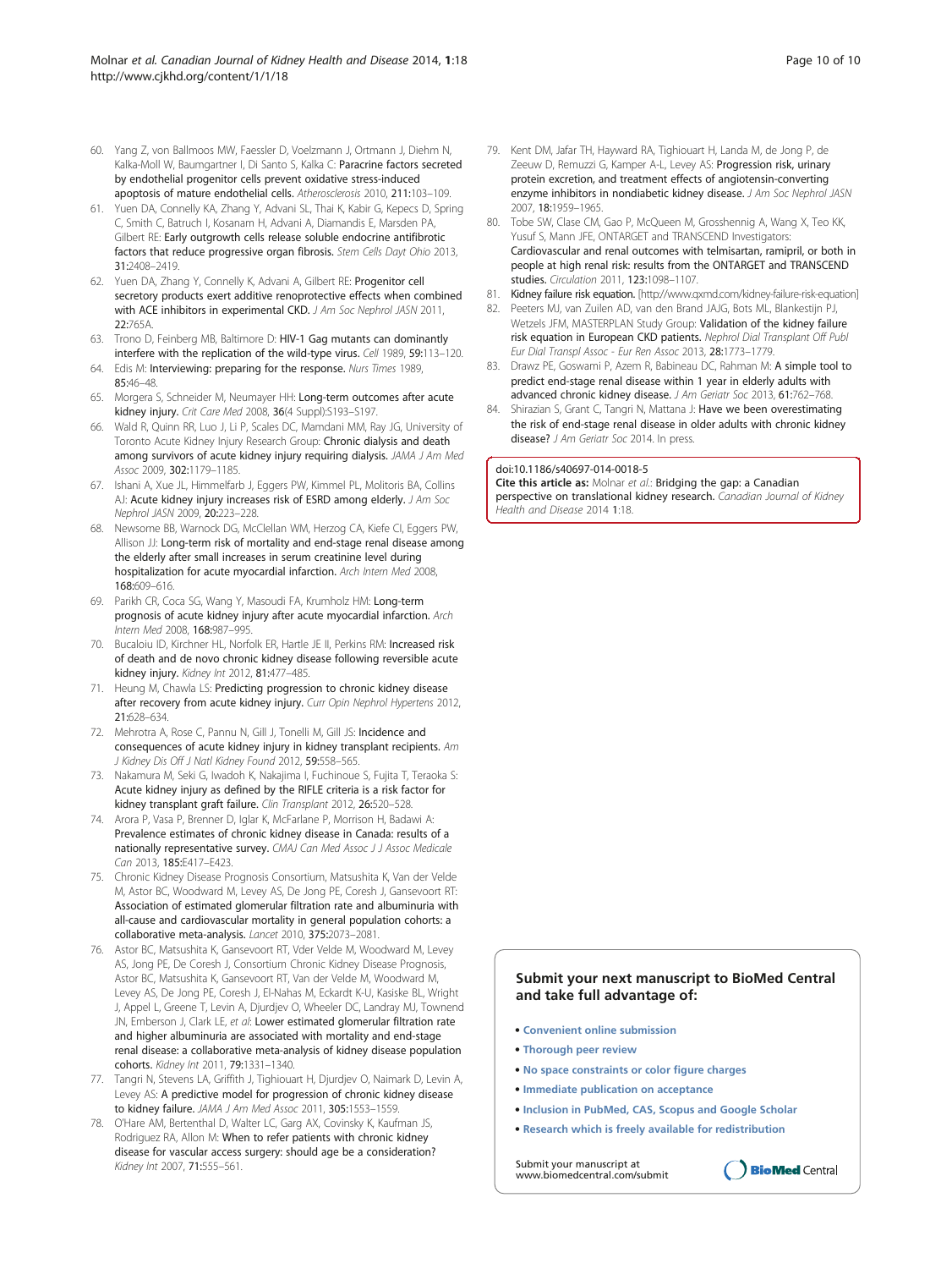60. Yang Z, von Ballmoos MW, Faessler D, Voelzmann J, Ortmann J, Diehm N, Kalka-Moll W, Baumgartner I, Di Santo S, Kalka C: **Paracrine factors secreted by endothelial progenitor cells prevent oxidative stress-induced apoptosis of mature endothelial cells.** *Atherosclerosis* 2010, **211:**103–109.
61. Yuen DA, Connelly KA, Zhang Y, Advani SL, Thai K, Kabir G, Kepecs D, Spring C, Smith C, Batruch I, Kosanam H, Advani A, Diamandis E, Marsden PA, Gilbert RE: **Early outgrowth cells release soluble endocrine antifibrotic factors that reduce progressive organ fibrosis.** *Stem Cells Dayt Ohio* 2013, **31:**2408–2419.
62. Yuen DA, Zhang Y, Connelly K, Advani A, Gilbert RE: **Progenitor cell secretory products exert additive renoprotective effects when combined with ACE inhibitors in experimental CKD.** *J Am Soc Nephrol JASN* 2011, **22:**765A.
63. Trono D, Feinberg MB, Baltimore D: **HIV-1 Gag mutants can dominantly interfere with the replication of the wild-type virus.** *Cell* 1989, **59:**113–120.
64. Edis M: **Interviewing: preparing for the response.** *Nurs Times* 1989, **85:**46–48.
65. Morgera S, Schneider M, Neumayer HH: **Long-term outcomes after acute kidney injury.** *Crit Care Med* 2008, **36**(4 Suppl):S193–S197.
66. Wald R, Quinn RR, Luo J, Li P, Scales DC, Mamdani MM, Ray JG, University of Toronto Acute Kidney Injury Research Group: **Chronic dialysis and death among survivors of acute kidney injury requiring dialysis.** *JAMA J Am Med Assoc* 2009, **302:**1179–1185.
67. Ishani A, Xue JL, Himmelfarb J, Eggers PW, Kimmel PL, Molitoris BA, Collins AJ: **Acute kidney injury increases risk of ESRD among elderly.** *J Am Soc Nephrol JASN* 2009, **20:**223–228.
68. Newsome BB, Warnock DG, McClellan WM, Herzog CA, Kiefe CI, Eggers PW, Allison JJ: **Long-term risk of mortality and end-stage renal disease among the elderly after small increases in serum creatinine level during hospitalization for acute myocardial infarction.** *Arch Intern Med* 2008, **168:**609–616.
69. Parikh CR, Coca SG, Wang Y, Masoudi FA, Krumholz HM: **Long-term prognosis of acute kidney injury after acute myocardial infarction.** *Arch Intern Med* 2008, **168:**987–995.
70. Bucaloiu ID, Kirchner HL, Norfolk ER, Hartle JE II, Perkins RM: **Increased risk of death and de novo chronic kidney disease following reversible acute kidney injury.** *Kidney Int* 2012, **81:**477–485.
71. Heung M, Chawla LS: **Predicting progression to chronic kidney disease after recovery from acute kidney injury.** *Curr Opin Nephrol Hypertens* 2012, **21:**628–634.
72. Mehrotra A, Rose C, Pannu N, Gill J, Tonelli M, Gill JS: **Incidence and consequences of acute kidney injury in kidney transplant recipients.** *Am J Kidney Dis Off J Natl Kidney Found* 2012, **59:**558–565.
73. Nakamura M, Seki G, Iwadoh K, Nakajima I, Fuchinoue S, Fujita T, Teraoka S: **Acute kidney injury as defined by the RIFLE criteria is a risk factor for kidney transplant graft failure.** *Clin Transplant* 2012, **26:**520–528.
74. Arora P, Vasa P, Brenner D, Iglar K, McFarlane P, Morrison H, Badawi A: **Prevalence estimates of chronic kidney disease in Canada: results of a nationally representative survey.** *CMAJ Can Med Assoc J J Assoc Medicale Can* 2013, **185:**E417–E423.
75. Chronic Kidney Disease Prognosis Consortium, Matsushita K, Van der Velde M, Astor BC, Woodward M, Levey AS, De Jong PE, Coresh J, Gansevoort RT: **Association of estimated glomerular filtration rate and albuminuria with all-cause and cardiovascular mortality in general population cohorts: a collaborative meta-analysis.** *Lancet* 2010, **375:**2073–2081.
76. Astor BC, Matsushita K, Gansevoort RT, Vder Velde M, Woodward M, Levey AS, Jong PE, De Coresh J, Consortium Chronic Kidney Disease Prognosis, Astor BC, Matsushita K, Gansevoort RT, Van der Velde M, Woodward M, Levey AS, De Jong PE, Coresh J, El-Nahas M, Eckardt K-U, Kasiske BL, Wright J, Appel L, Greene T, Levin A, Djurdjev O, Wheeler DC, Landray MJ, Townend JN, Emberson J, Clark LE, *et al*: **Lower estimated glomerular filtration rate and higher albuminuria are associated with mortality and end-stage renal disease: a collaborative meta-analysis of kidney disease population cohorts.** *Kidney Int* 2011, **79:**1331–1340.
77. Tangri N, Stevens LA, Griffith J, Tighiouart H, Djurdjev O, Naimark D, Levin A, Levey AS: **A predictive model for progression of chronic kidney disease to kidney failure.** *JAMA J Am Med Assoc* 2011, **305:**1553–1559.
78. O'Hare AM, Bertenthal D, Walter LC, Garg AX, Covinsky K, Kaufman JS, Rodriguez RA, Allon M: **When to refer patients with chronic kidney disease for vascular access surgery: should age be a consideration?** *Kidney Int* 2007, **71:**555–561.
79. Kent DM, Jafar TH, Hayward RA, Tighiouart H, Landa M, de Jong P, de Zeeuw D, Remuzzi G, Kamper A-L, Levey AS: **Progression risk, urinary protein excretion, and treatment effects of angiotensin-converting enzyme inhibitors in nondiabetic kidney disease.** *J Am Soc Nephrol JASN* 2007, **18:**1959–1965.
80. Tobe SW, Clase CM, Gao P, McQueen M, Grosshennig A, Wang X, Teo KK, Yusuf S, Mann JFE, ONTARGET and TRANSCEND Investigators: **Cardiovascular and renal outcomes with telmisartan, ramipril, or both in people at high renal risk: results from the ONTARGET and TRANSCEND studies.** *Circulation* 2011, **123:**1098–1107.
81. **Kidney failure risk equation.** [http://www.qxmd.com/kidney-failure-risk-equation]
82. Peeters MJ, van Zuilen AD, van den Brand JAJG, Bots ML, Blankestijn PJ, Wetzels JFM, MASTERPLAN Study Group: **Validation of the kidney failure risk equation in European CKD patients.** *Nephrol Dial Transplant Off Publ Eur Dial Transpl Assoc - Eur Ren Assoc* 2013, **28:**1773–1779.
83. Drawz PE, Goswami P, Azem R, Babineau DC, Rahman M: **A simple tool to predict end-stage renal disease within 1 year in elderly adults with advanced chronic kidney disease.** *J Am Geriatr Soc* 2013, **61:**762–768.
84. Shirazian S, Grant C, Tangri N, Mattana J: **Have we been overestimating the risk of end-stage renal disease in older adults with chronic kidney disease?** *J Am Geriatr Soc* 2014. In press.

doi:10.1186/s40697-014-0018-5
**Cite this article as:** Molnar *et al.*: Bridging the gap: a Canadian perspective on translational kidney research. *Canadian Journal of Kidney Health and Disease* 2014 **1**:18.

**Submit your next manuscript to BioMed Central and take full advantage of:**

- **Convenient online submission**
- **Thorough peer review**
- **No space constraints or color figure charges**
- **Immediate publication on acceptance**
- **Inclusion in PubMed, CAS, Scopus and Google Scholar**
- **Research which is freely available for redistribution**

Submit your manuscript at
www.biomedcentral.com/submit

BioMed Central